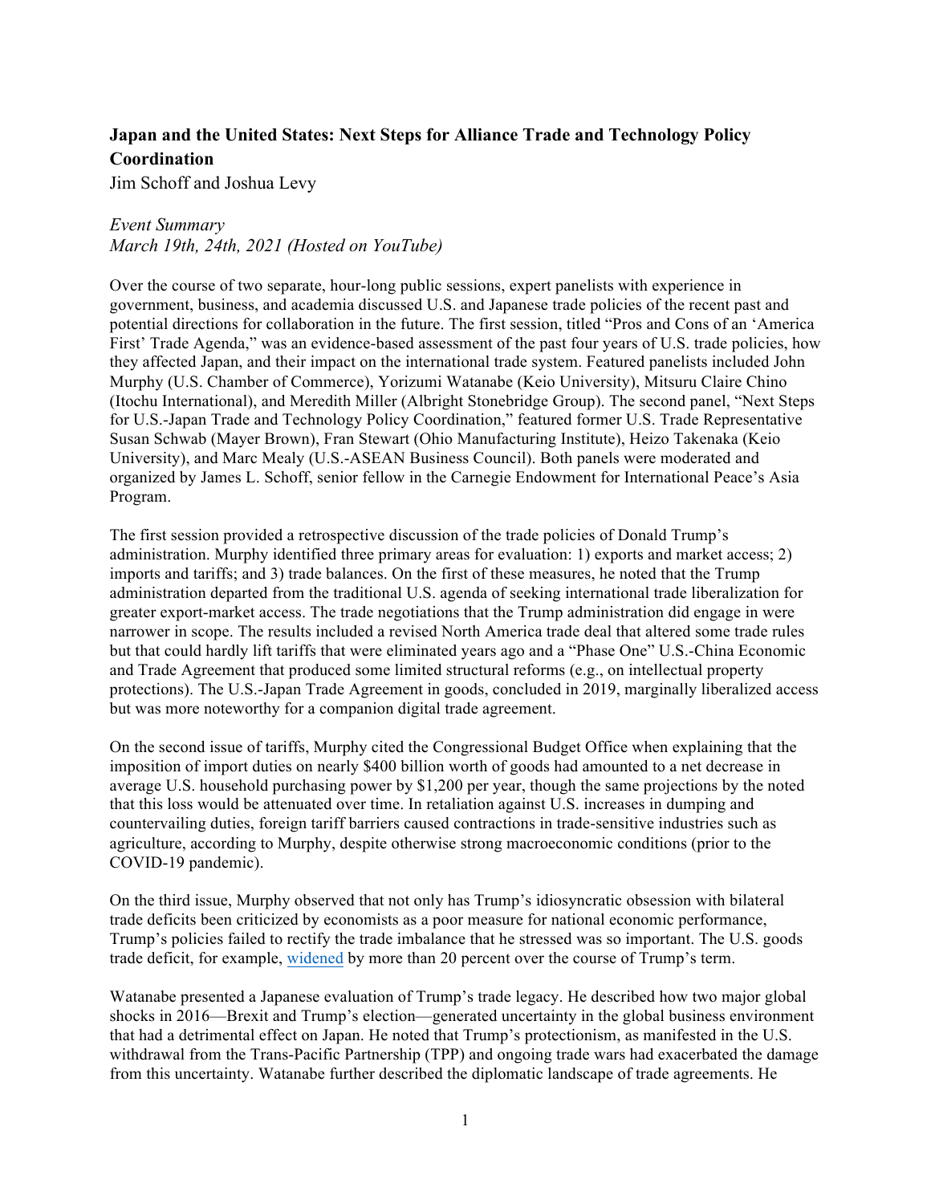**Japan and the United States: Next Steps for Alliance Trade and Technology Policy Coordination**

Jim Schoff and Joshua Levy

*Event Summary*
*March 19th, 24th, 2021 (Hosted on YouTube)*

Over the course of two separate, hour-long public sessions, expert panelists with experience in government, business, and academia discussed U.S. and Japanese trade policies of the recent past and potential directions for collaboration in the future. The first session, titled "Pros and Cons of an 'America First' Trade Agenda," was an evidence-based assessment of the past four years of U.S. trade policies, how they affected Japan, and their impact on the international trade system. Featured panelists included John Murphy (U.S. Chamber of Commerce), Yorizumi Watanabe (Keio University), Mitsuru Claire Chino (Itochu International), and Meredith Miller (Albright Stonebridge Group). The second panel, "Next Steps for U.S.-Japan Trade and Technology Policy Coordination," featured former U.S. Trade Representative Susan Schwab (Mayer Brown), Fran Stewart (Ohio Manufacturing Institute), Heizo Takenaka (Keio University), and Marc Mealy (U.S.-ASEAN Business Council). Both panels were moderated and organized by James L. Schoff, senior fellow in the Carnegie Endowment for International Peace's Asia Program.

The first session provided a retrospective discussion of the trade policies of Donald Trump's administration. Murphy identified three primary areas for evaluation: 1) exports and market access; 2) imports and tariffs; and 3) trade balances. On the first of these measures, he noted that the Trump administration departed from the traditional U.S. agenda of seeking international trade liberalization for greater export-market access. The trade negotiations that the Trump administration did engage in were narrower in scope. The results included a revised North America trade deal that altered some trade rules but that could hardly lift tariffs that were eliminated years ago and a "Phase One" U.S.-China Economic and Trade Agreement that produced some limited structural reforms (e.g., on intellectual property protections). The U.S.-Japan Trade Agreement in goods, concluded in 2019, marginally liberalized access but was more noteworthy for a companion digital trade agreement.

On the second issue of tariffs, Murphy cited the Congressional Budget Office when explaining that the imposition of import duties on nearly $400 billion worth of goods had amounted to a net decrease in average U.S. household purchasing power by $1,200 per year, though the same projections by the noted that this loss would be attenuated over time. In retaliation against U.S. increases in dumping and countervailing duties, foreign tariff barriers caused contractions in trade-sensitive industries such as agriculture, according to Murphy, despite otherwise strong macroeconomic conditions (prior to the COVID-19 pandemic).

On the third issue, Murphy observed that not only has Trump's idiosyncratic obsession with bilateral trade deficits been criticized by economists as a poor measure for national economic performance, Trump's policies failed to rectify the trade imbalance that he stressed was so important. The U.S. goods trade deficit, for example, widened by more than 20 percent over the course of Trump's term.

Watanabe presented a Japanese evaluation of Trump's trade legacy. He described how two major global shocks in 2016—Brexit and Trump's election—generated uncertainty in the global business environment that had a detrimental effect on Japan. He noted that Trump's protectionism, as manifested in the U.S. withdrawal from the Trans-Pacific Partnership (TPP) and ongoing trade wars had exacerbated the damage from this uncertainty. Watanabe further described the diplomatic landscape of trade agreements. He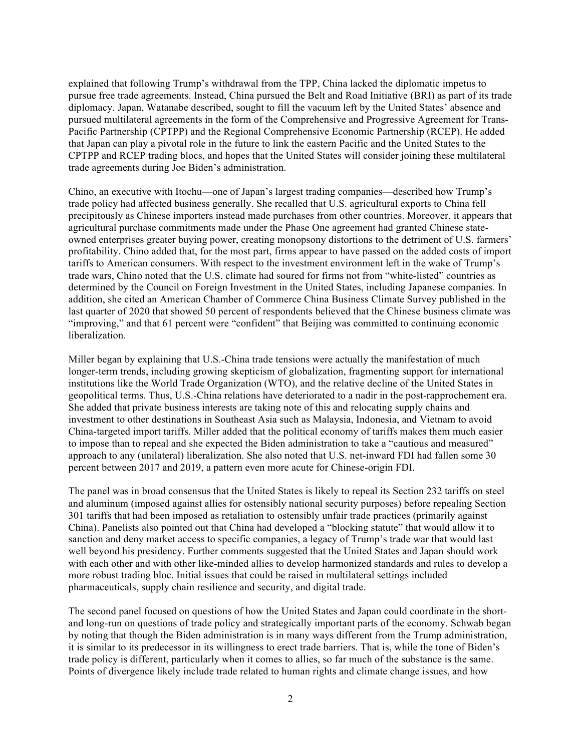explained that following Trump's withdrawal from the TPP, China lacked the diplomatic impetus to pursue free trade agreements. Instead, China pursued the Belt and Road Initiative (BRI) as part of its trade diplomacy. Japan, Watanabe described, sought to fill the vacuum left by the United States' absence and pursued multilateral agreements in the form of the Comprehensive and Progressive Agreement for Trans-Pacific Partnership (CPTPP) and the Regional Comprehensive Economic Partnership (RCEP). He added that Japan can play a pivotal role in the future to link the eastern Pacific and the United States to the CPTPP and RCEP trading blocs, and hopes that the United States will consider joining these multilateral trade agreements during Joe Biden's administration.

Chino, an executive with Itochu—one of Japan's largest trading companies—described how Trump's trade policy had affected business generally. She recalled that U.S. agricultural exports to China fell precipitously as Chinese importers instead made purchases from other countries. Moreover, it appears that agricultural purchase commitments made under the Phase One agreement had granted Chinese state-owned enterprises greater buying power, creating monopsony distortions to the detriment of U.S. farmers' profitability. Chino added that, for the most part, firms appear to have passed on the added costs of import tariffs to American consumers. With respect to the investment environment left in the wake of Trump's trade wars, Chino noted that the U.S. climate had soured for firms not from "white-listed" countries as determined by the Council on Foreign Investment in the United States, including Japanese companies. In addition, she cited an American Chamber of Commerce China Business Climate Survey published in the last quarter of 2020 that showed 50 percent of respondents believed that the Chinese business climate was "improving," and that 61 percent were "confident" that Beijing was committed to continuing economic liberalization.

Miller began by explaining that U.S.-China trade tensions were actually the manifestation of much longer-term trends, including growing skepticism of globalization, fragmenting support for international institutions like the World Trade Organization (WTO), and the relative decline of the United States in geopolitical terms. Thus, U.S.-China relations have deteriorated to a nadir in the post-rapprochement era. She added that private business interests are taking note of this and relocating supply chains and investment to other destinations in Southeast Asia such as Malaysia, Indonesia, and Vietnam to avoid China-targeted import tariffs. Miller added that the political economy of tariffs makes them much easier to impose than to repeal and she expected the Biden administration to take a "cautious and measured" approach to any (unilateral) liberalization. She also noted that U.S. net-inward FDI had fallen some 30 percent between 2017 and 2019, a pattern even more acute for Chinese-origin FDI.

The panel was in broad consensus that the United States is likely to repeal its Section 232 tariffs on steel and aluminum (imposed against allies for ostensibly national security purposes) before repealing Section 301 tariffs that had been imposed as retaliation to ostensibly unfair trade practices (primarily against China). Panelists also pointed out that China had developed a "blocking statute" that would allow it to sanction and deny market access to specific companies, a legacy of Trump's trade war that would last well beyond his presidency. Further comments suggested that the United States and Japan should work with each other and with other like-minded allies to develop harmonized standards and rules to develop a more robust trading bloc. Initial issues that could be raised in multilateral settings included pharmaceuticals, supply chain resilience and security, and digital trade.

The second panel focused on questions of how the United States and Japan could coordinate in the short- and long-run on questions of trade policy and strategically important parts of the economy. Schwab began by noting that though the Biden administration is in many ways different from the Trump administration, it is similar to its predecessor in its willingness to erect trade barriers. That is, while the tone of Biden's trade policy is different, particularly when it comes to allies, so far much of the substance is the same. Points of divergence likely include trade related to human rights and climate change issues, and how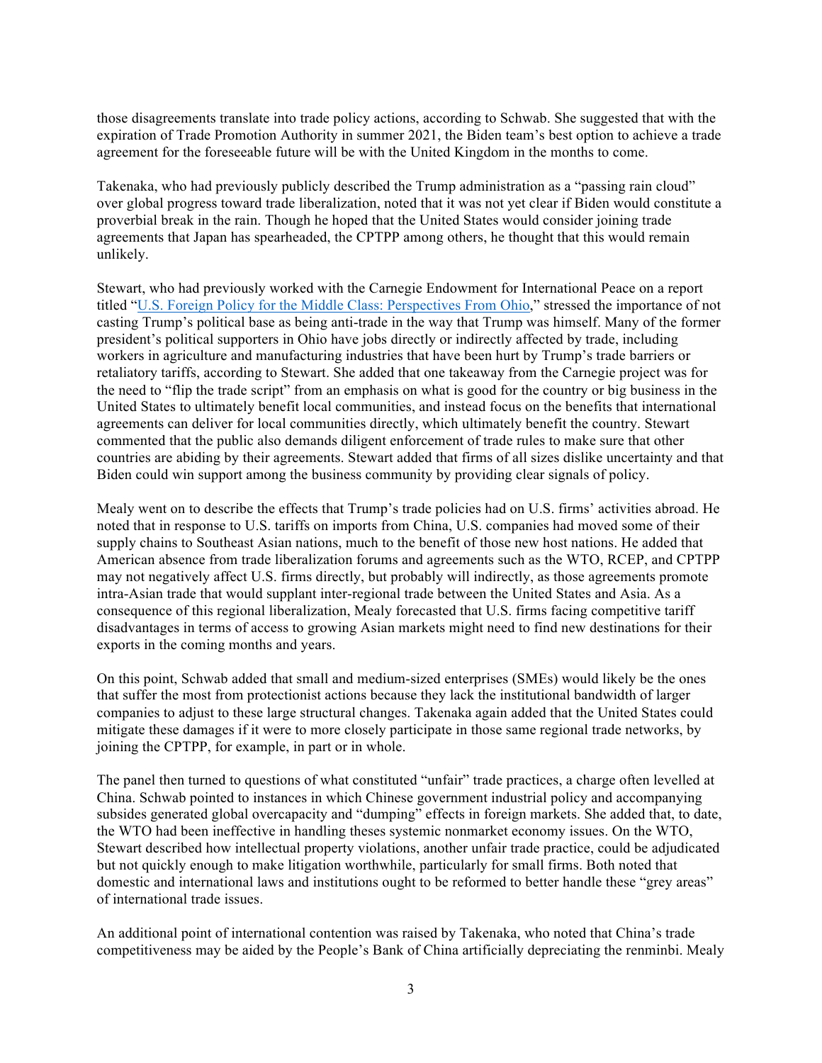those disagreements translate into trade policy actions, according to Schwab. She suggested that with the expiration of Trade Promotion Authority in summer 2021, the Biden team's best option to achieve a trade agreement for the foreseeable future will be with the United Kingdom in the months to come.

Takenaka, who had previously publicly described the Trump administration as a "passing rain cloud" over global progress toward trade liberalization, noted that it was not yet clear if Biden would constitute a proverbial break in the rain. Though he hoped that the United States would consider joining trade agreements that Japan has spearheaded, the CPTPP among others, he thought that this would remain unlikely.

Stewart, who had previously worked with the Carnegie Endowment for International Peace on a report titled "U.S. Foreign Policy for the Middle Class: Perspectives From Ohio," stressed the importance of not casting Trump's political base as being anti-trade in the way that Trump was himself. Many of the former president's political supporters in Ohio have jobs directly or indirectly affected by trade, including workers in agriculture and manufacturing industries that have been hurt by Trump's trade barriers or retaliatory tariffs, according to Stewart. She added that one takeaway from the Carnegie project was for the need to "flip the trade script" from an emphasis on what is good for the country or big business in the United States to ultimately benefit local communities, and instead focus on the benefits that international agreements can deliver for local communities directly, which ultimately benefit the country. Stewart commented that the public also demands diligent enforcement of trade rules to make sure that other countries are abiding by their agreements. Stewart added that firms of all sizes dislike uncertainty and that Biden could win support among the business community by providing clear signals of policy.

Mealy went on to describe the effects that Trump's trade policies had on U.S. firms' activities abroad. He noted that in response to U.S. tariffs on imports from China, U.S. companies had moved some of their supply chains to Southeast Asian nations, much to the benefit of those new host nations. He added that American absence from trade liberalization forums and agreements such as the WTO, RCEP, and CPTPP may not negatively affect U.S. firms directly, but probably will indirectly, as those agreements promote intra-Asian trade that would supplant inter-regional trade between the United States and Asia. As a consequence of this regional liberalization, Mealy forecasted that U.S. firms facing competitive tariff disadvantages in terms of access to growing Asian markets might need to find new destinations for their exports in the coming months and years.

On this point, Schwab added that small and medium-sized enterprises (SMEs) would likely be the ones that suffer the most from protectionist actions because they lack the institutional bandwidth of larger companies to adjust to these large structural changes. Takenaka again added that the United States could mitigate these damages if it were to more closely participate in those same regional trade networks, by joining the CPTPP, for example, in part or in whole.

The panel then turned to questions of what constituted "unfair" trade practices, a charge often levelled at China. Schwab pointed to instances in which Chinese government industrial policy and accompanying subsides generated global overcapacity and "dumping" effects in foreign markets. She added that, to date, the WTO had been ineffective in handling theses systemic nonmarket economy issues. On the WTO, Stewart described how intellectual property violations, another unfair trade practice, could be adjudicated but not quickly enough to make litigation worthwhile, particularly for small firms. Both noted that domestic and international laws and institutions ought to be reformed to better handle these "grey areas" of international trade issues.

An additional point of international contention was raised by Takenaka, who noted that China's trade competitiveness may be aided by the People's Bank of China artificially depreciating the renminbi. Mealy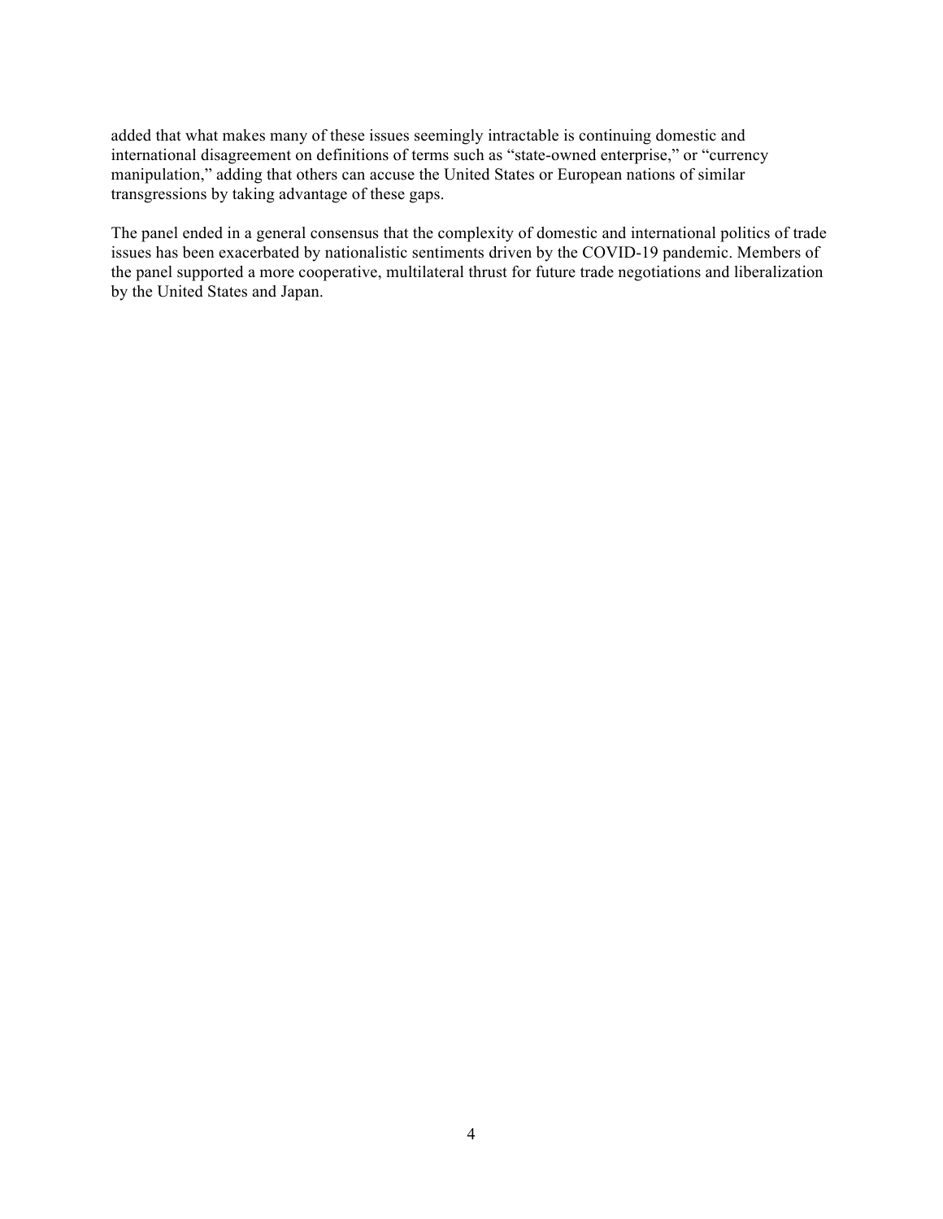added that what makes many of these issues seemingly intractable is continuing domestic and international disagreement on definitions of terms such as "state-owned enterprise," or "currency manipulation," adding that others can accuse the United States or European nations of similar transgressions by taking advantage of these gaps.

The panel ended in a general consensus that the complexity of domestic and international politics of trade issues has been exacerbated by nationalistic sentiments driven by the COVID-19 pandemic. Members of the panel supported a more cooperative, multilateral thrust for future trade negotiations and liberalization by the United States and Japan.